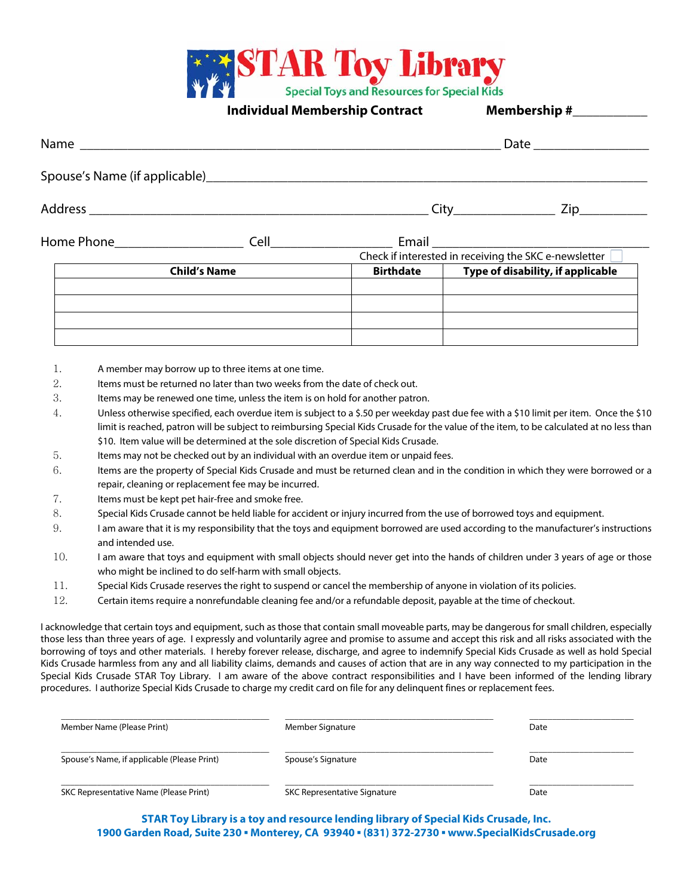# STAR Toy Library

Special Toys and Resources for Special Kids

**Individual Membership Contract** **Membership #\_\_\_\_\_\_\_\_\_\_\_**

Name \_\_\_\_\_\_\_\_\_\_\_\_\_\_\_\_\_\_\_\_\_\_\_\_\_\_\_\_\_\_\_\_\_\_\_\_\_\_\_\_\_\_\_\_\_\_\_\_\_\_\_\_\_\_\_\_\_\_\_\_ Date \_\_\_\_\_\_\_\_\_\_\_\_\_\_\_\_\_

Spouse's Name (if applicable)\_\_\_\_\_\_\_\_\_\_\_\_\_\_\_\_\_\_\_\_\_\_\_\_\_\_\_\_\_\_\_\_\_\_\_\_\_\_\_\_\_\_\_\_\_\_\_\_\_\_\_\_\_\_\_\_\_\_\_\_\_

Address \_\_\_\_\_\_\_\_\_\_\_\_\_\_\_\_\_\_\_\_\_\_\_\_\_\_\_\_\_\_\_\_\_\_\_\_\_\_\_\_\_\_\_\_\_\_\_\_\_\_ City\_\_\_\_\_\_\_\_\_\_\_\_\_\_\_ Zip\_\_\_\_\_\_\_\_\_\_

Home Phone\_\_\_\_\_\_\_\_\_\_\_\_\_\_\_\_\_\_\_ Cell\_\_\_\_\_\_\_\_\_\_\_\_\_\_\_\_\_\_ Email \_\_\_\_\_\_\_\_\_\_\_\_\_\_\_\_\_\_\_\_\_\_\_\_\_\_\_\_\_\_\_\_\_\_\_

Check if interested in receiving the SKC e-newsletter ☐

| Child's Name | Birthdate | Type of disability, if applicable |
|---|---|---|
| | | |
| | | |
| | | |
| | | |

1. A member may borrow up to three items at one time.
2. Items must be returned no later than two weeks from the date of check out.
3. Items may be renewed one time, unless the item is on hold for another patron.
4. Unless otherwise specified, each overdue item is subject to a $.50 per weekday past due fee with a $10 limit per item. Once the $10 limit is reached, patron will be subject to reimbursing Special Kids Crusade for the value of the item, to be calculated at no less than $10. Item value will be determined at the sole discretion of Special Kids Crusade.
5. Items may not be checked out by an individual with an overdue item or unpaid fees.
6. Items are the property of Special Kids Crusade and must be returned clean and in the condition in which they were borrowed or a repair, cleaning or replacement fee may be incurred.
7. Items must be kept pet hair-free and smoke free.
8. Special Kids Crusade cannot be held liable for accident or injury incurred from the use of borrowed toys and equipment.
9. I am aware that it is my responsibility that the toys and equipment borrowed are used according to the manufacturer's instructions and intended use.
10. I am aware that toys and equipment with small objects should never get into the hands of children under 3 years of age or those who might be inclined to do self-harm with small objects.
11. Special Kids Crusade reserves the right to suspend or cancel the membership of anyone in violation of its policies.
12. Certain items require a nonrefundable cleaning fee and/or a refundable deposit, payable at the time of checkout.

I acknowledge that certain toys and equipment, such as those that contain small moveable parts, may be dangerous for small children, especially those less than three years of age. I expressly and voluntarily agree and promise to assume and accept this risk and all risks associated with the borrowing of toys and other materials. I hereby forever release, discharge, and agree to indemnify Special Kids Crusade as well as hold Special Kids Crusade harmless from any and all liability claims, demands and causes of action that are in any way connected to my participation in the Special Kids Crusade STAR Toy Library. I am aware of the above contract responsibilities and I have been informed of the lending library procedures. I authorize Special Kids Crusade to charge my credit card on file for any delinquent fines or replacement fees.

| | | |
|---|---|---|
| \_\_\_\_\_\_\_\_\_\_\_\_\_\_\_\_\_\_\_\_\_\_\_\_\_\_\_\_ | \_\_\_\_\_\_\_\_\_\_\_\_\_\_\_\_\_\_\_\_\_\_\_\_\_\_\_\_ | \_\_\_\_\_\_\_\_\_\_\_\_\_\_ |
| Member Name (Please Print) | Member Signature | Date |
| \_\_\_\_\_\_\_\_\_\_\_\_\_\_\_\_\_\_\_\_\_\_\_\_\_\_\_\_ | \_\_\_\_\_\_\_\_\_\_\_\_\_\_\_\_\_\_\_\_\_\_\_\_\_\_\_\_ | \_\_\_\_\_\_\_\_\_\_\_\_\_\_ |
| Spouse's Name, if applicable (Please Print) | Spouse's Signature | Date |
| \_\_\_\_\_\_\_\_\_\_\_\_\_\_\_\_\_\_\_\_\_\_\_\_\_\_\_\_ | \_\_\_\_\_\_\_\_\_\_\_\_\_\_\_\_\_\_\_\_\_\_\_\_\_\_\_\_ | \_\_\_\_\_\_\_\_\_\_\_\_\_\_ |
| SKC Representative Name (Please Print) | SKC Representative Signature | Date |

**STAR Toy Library is a toy and resource lending library of Special Kids Crusade, Inc.**
**1900 Garden Road, Suite 230 ▪ Monterey, CA 93940 ▪ (831) 372-2730 ▪ www.SpecialKidsCrusade.org**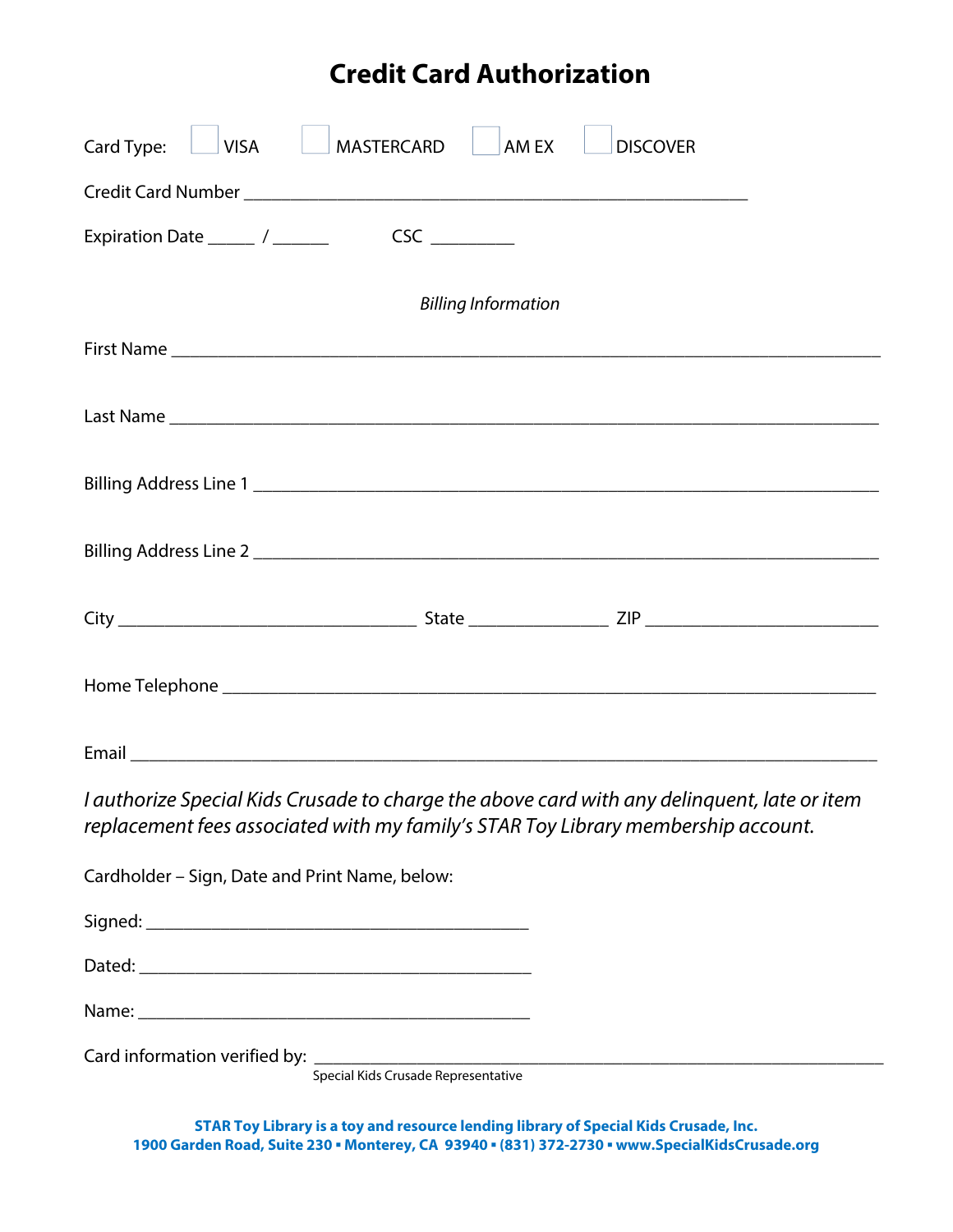# Credit Card Authorization

Card Type: ☐ VISA ☐ MASTERCARD ☐ AM EX ☐ DISCOVER

Credit Card Number ______________________________________________________

Expiration Date _____ / ______ CSC _________

*Billing Information*

First Name ____________________________________________________________________________

Last Name ____________________________________________________________________________

Billing Address Line 1 ____________________________________________________________________

Billing Address Line 2 ____________________________________________________________________

City ________________________________ State _______________ ZIP _________________________

Home Telephone _______________________________________________________________________

Email ________________________________________________________________________________

*I authorize Special Kids Crusade to charge the above card with any delinquent, late or item replacement fees associated with my family's STAR Toy Library membership account.*

Cardholder – Sign, Date and Print Name, below:

Signed: __________________________________________

Dated: ___________________________________________

Name: ___________________________________________

Card information verified by: ______________________________________________________________
Special Kids Crusade Representative

**STAR Toy Library is a toy and resource lending library of Special Kids Crusade, Inc.**
**1900 Garden Road, Suite 230 ▪ Monterey, CA 93940 ▪ (831) 372-2730 ▪ www.SpecialKidsCrusade.org**